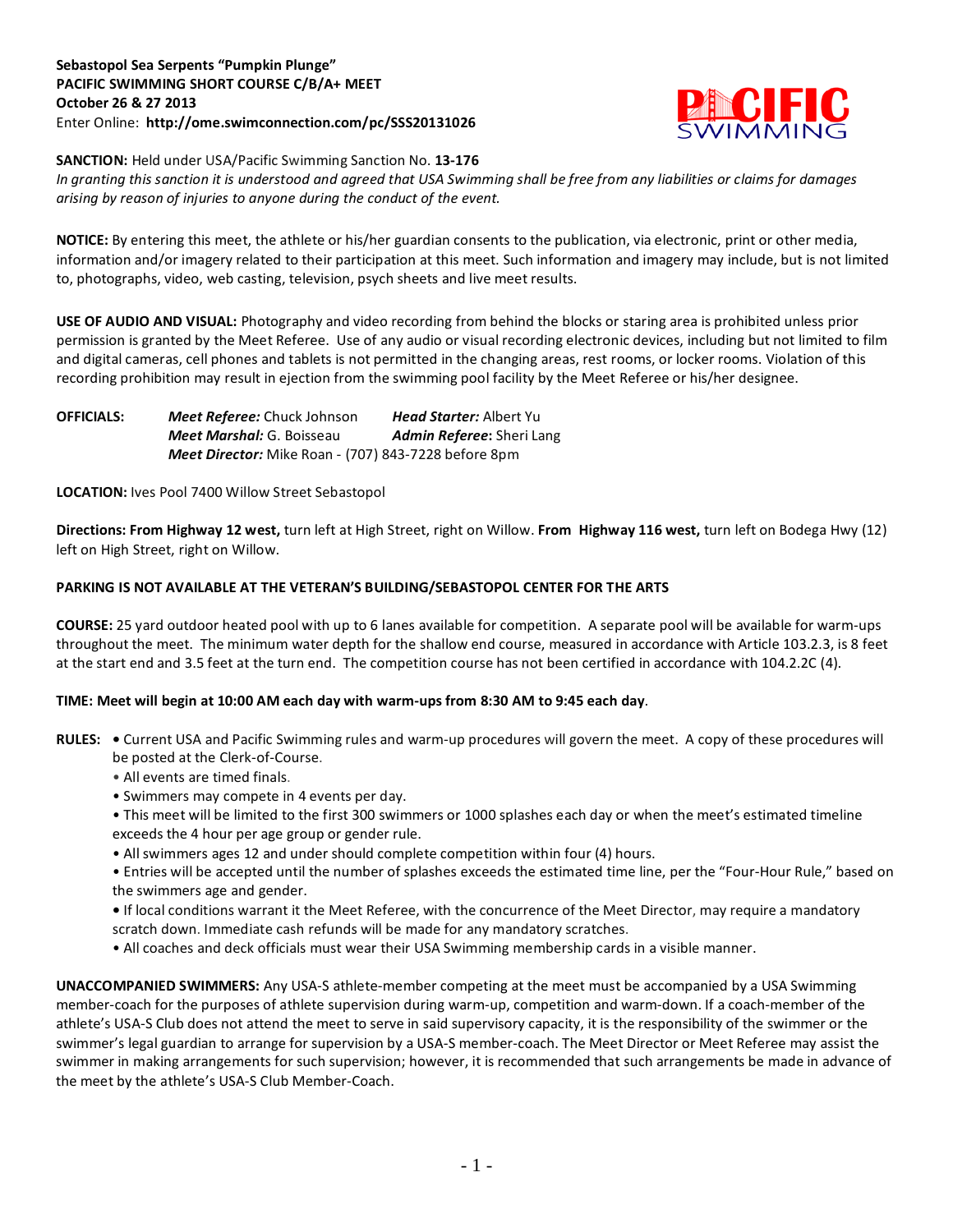**Sebastopol Sea Serpents "Pumpkin Plunge"**
**PACIFIC SWIMMING SHORT COURSE C/B/A+ MEET**
**October 26 & 27 2013**
Enter Online: **http://ome.swimconnection.com/pc/SSS20131026**

**SANCTION:** Held under USA/Pacific Swimming Sanction No. **13-176**
*In granting this sanction it is understood and agreed that USA Swimming shall be free from any liabilities or claims for damages arising by reason of injuries to anyone during the conduct of the event.*

**NOTICE:** By entering this meet, the athlete or his/her guardian consents to the publication, via electronic, print or other media, information and/or imagery related to their participation at this meet. Such information and imagery may include, but is not limited to, photographs, video, web casting, television, psych sheets and live meet results.

**USE OF AUDIO AND VISUAL:** Photography and video recording from behind the blocks or staring area is prohibited unless prior permission is granted by the Meet Referee. Use of any audio or visual recording electronic devices, including but not limited to film and digital cameras, cell phones and tablets is not permitted in the changing areas, rest rooms, or locker rooms. Violation of this recording prohibition may result in ejection from the swimming pool facility by the Meet Referee or his/her designee.

**OFFICIALS:** ***Meet Referee:*** Chuck Johnson ***Head Starter:*** Albert Yu
***Meet Marshal:*** G. Boisseau ***Admin Referee*:** Sheri Lang
***Meet Director:*** Mike Roan - (707) 843-7228 before 8pm

**LOCATION:** Ives Pool 7400 Willow Street Sebastopol

**Directions: From Highway 12 west,** turn left at High Street, right on Willow. **From Highway 116 west,** turn left on Bodega Hwy (12) left on High Street, right on Willow.

**PARKING IS NOT AVAILABLE AT THE VETERAN'S BUILDING/SEBASTOPOL CENTER FOR THE ARTS**

**COURSE:** 25 yard outdoor heated pool with up to 6 lanes available for competition. A separate pool will be available for warm-ups throughout the meet. The minimum water depth for the shallow end course, measured in accordance with Article 103.2.3, is 8 feet at the start end and 3.5 feet at the turn end. The competition course has not been certified in accordance with 104.2.2C (4).

**TIME: Meet will begin at 10:00 AM each day with warm-ups from 8:30 AM to 9:45 each day**.

**RULES:**
- Current USA and Pacific Swimming rules and warm-up procedures will govern the meet. A copy of these procedures will be posted at the Clerk-of-Course.
- All events are timed finals.
- Swimmers may compete in 4 events per day.
- This meet will be limited to the first 300 swimmers or 1000 splashes each day or when the meet's estimated timeline exceeds the 4 hour per age group or gender rule.
- All swimmers ages 12 and under should complete competition within four (4) hours.
- Entries will be accepted until the number of splashes exceeds the estimated time line, per the "Four-Hour Rule," based on the swimmers age and gender.
- If local conditions warrant it the Meet Referee, with the concurrence of the Meet Director, may require a mandatory scratch down. Immediate cash refunds will be made for any mandatory scratches.
- All coaches and deck officials must wear their USA Swimming membership cards in a visible manner.

**UNACCOMPANIED SWIMMERS:** Any USA-S athlete-member competing at the meet must be accompanied by a USA Swimming member-coach for the purposes of athlete supervision during warm-up, competition and warm-down. If a coach-member of the athlete's USA-S Club does not attend the meet to serve in said supervisory capacity, it is the responsibility of the swimmer or the swimmer's legal guardian to arrange for supervision by a USA-S member-coach. The Meet Director or Meet Referee may assist the swimmer in making arrangements for such supervision; however, it is recommended that such arrangements be made in advance of the meet by the athlete's USA-S Club Member-Coach.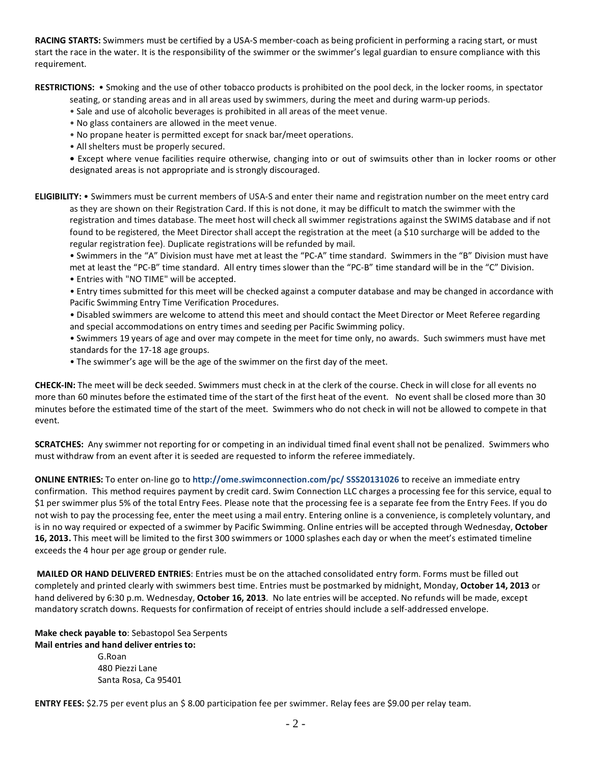**RACING STARTS:** Swimmers must be certified by a USA-S member-coach as being proficient in performing a racing start, or must start the race in the water. It is the responsibility of the swimmer or the swimmer's legal guardian to ensure compliance with this requirement.

**RESTRICTIONS:**
- Smoking and the use of other tobacco products is prohibited on the pool deck, in the locker rooms, in spectator seating, or standing areas and in all areas used by swimmers, during the meet and during warm-up periods.
- Sale and use of alcoholic beverages is prohibited in all areas of the meet venue.
- No glass containers are allowed in the meet venue.
- No propane heater is permitted except for snack bar/meet operations.
- All shelters must be properly secured.
- Except where venue facilities require otherwise, changing into or out of swimsuits other than in locker rooms or other designated areas is not appropriate and is strongly discouraged.

**ELIGIBILITY:**
- Swimmers must be current members of USA-S and enter their name and registration number on the meet entry card as they are shown on their Registration Card. If this is not done, it may be difficult to match the swimmer with the registration and times database. The meet host will check all swimmer registrations against the SWIMS database and if not found to be registered, the Meet Director shall accept the registration at the meet (a $10 surcharge will be added to the regular registration fee). Duplicate registrations will be refunded by mail.
- Swimmers in the "A" Division must have met at least the "PC-A" time standard. Swimmers in the "B" Division must have met at least the "PC-B" time standard. All entry times slower than the "PC-B" time standard will be in the "C" Division.
- Entries with "NO TIME" will be accepted.
- Entry times submitted for this meet will be checked against a computer database and may be changed in accordance with Pacific Swimming Entry Time Verification Procedures.
- Disabled swimmers are welcome to attend this meet and should contact the Meet Director or Meet Referee regarding and special accommodations on entry times and seeding per Pacific Swimming policy.
- Swimmers 19 years of age and over may compete in the meet for time only, no awards. Such swimmers must have met standards for the 17-18 age groups.
- The swimmer's age will be the age of the swimmer on the first day of the meet.

**CHECK-IN:** The meet will be deck seeded. Swimmers must check in at the clerk of the course. Check in will close for all events no more than 60 minutes before the estimated time of the start of the first heat of the event. No event shall be closed more than 30 minutes before the estimated time of the start of the meet. Swimmers who do not check in will not be allowed to compete in that event.

**SCRATCHES:** Any swimmer not reporting for or competing in an individual timed final event shall not be penalized. Swimmers who must withdraw from an event after it is seeded are requested to inform the referee immediately.

**ONLINE ENTRIES:** To enter on-line go to **http://ome.swimconnection.com/pc/ SSS20131026** to receive an immediate entry confirmation. This method requires payment by credit card. Swim Connection LLC charges a processing fee for this service, equal to $1 per swimmer plus 5% of the total Entry Fees. Please note that the processing fee is a separate fee from the Entry Fees. If you do not wish to pay the processing fee, enter the meet using a mail entry. Entering online is a convenience, is completely voluntary, and is in no way required or expected of a swimmer by Pacific Swimming. Online entries will be accepted through Wednesday, **October 16, 2013.** This meet will be limited to the first 300 swimmers or 1000 splashes each day or when the meet's estimated timeline exceeds the 4 hour per age group or gender rule.

**MAILED OR HAND DELIVERED ENTRIES**: Entries must be on the attached consolidated entry form. Forms must be filled out completely and printed clearly with swimmers best time. Entries must be postmarked by midnight, Monday, **October 14, 2013** or hand delivered by 6:30 p.m. Wednesday, **October 16, 2013**. No late entries will be accepted. No refunds will be made, except mandatory scratch downs. Requests for confirmation of receipt of entries should include a self-addressed envelope.

**Make check payable to**: Sebastopol Sea Serpents
**Mail entries and hand deliver entries to:**

G.Roan
480 Piezzi Lane
Santa Rosa, Ca 95401

**ENTRY FEES:** $2.75 per event plus an $ 8.00 participation fee per swimmer. Relay fees are $9.00 per relay team.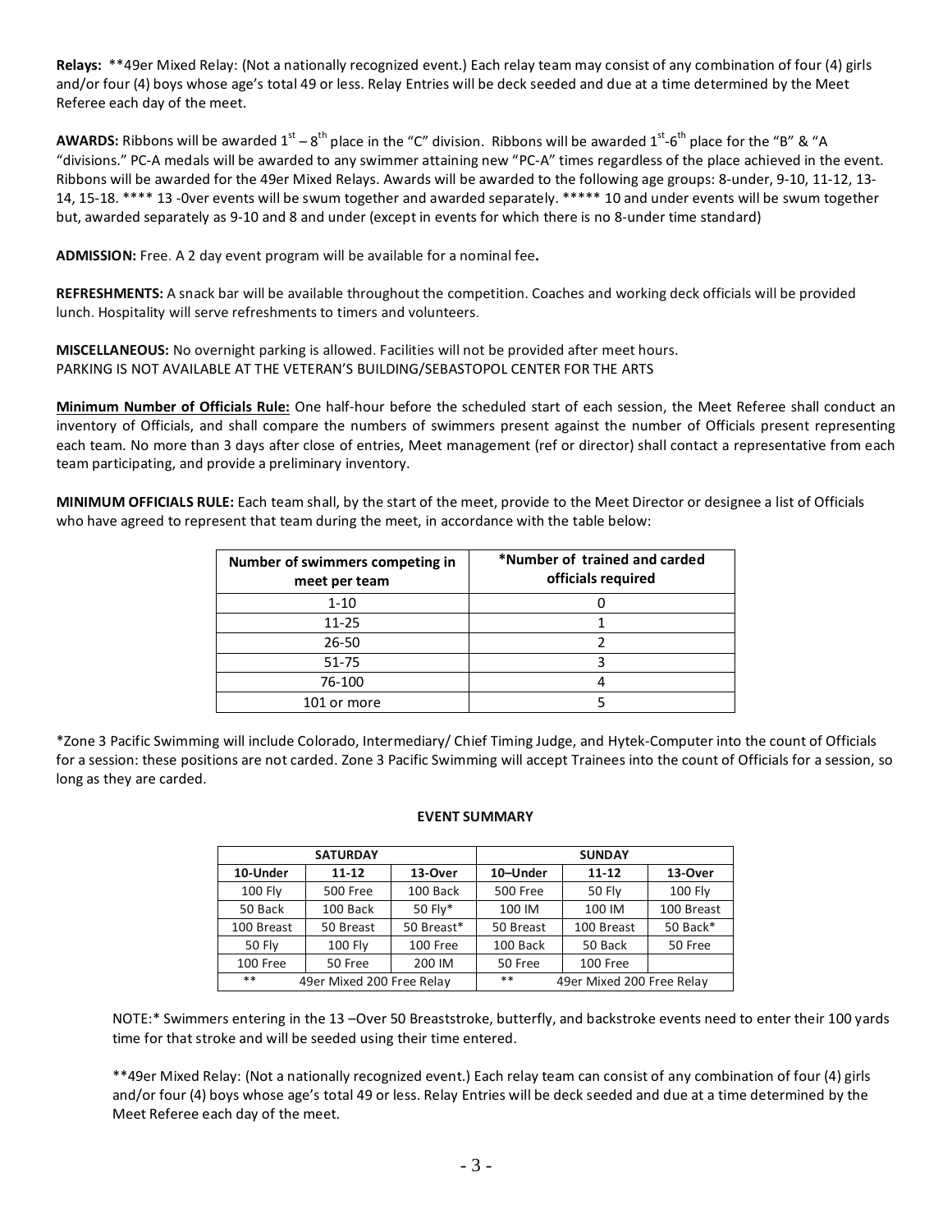**Relays:** **49er Mixed Relay: (Not a nationally recognized event.) Each relay team may consist of any combination of four (4) girls and/or four (4) boys whose age's total 49 or less. Relay Entries will be deck seeded and due at a time determined by the Meet Referee each day of the meet.

**AWARDS:** Ribbons will be awarded 1st – 8th place in the "C" division. Ribbons will be awarded 1st-6th place for the "B" & "A "divisions." PC-A medals will be awarded to any swimmer attaining new "PC-A" times regardless of the place achieved in the event. Ribbons will be awarded for the 49er Mixed Relays. Awards will be awarded to the following age groups: 8-under, 9-10, 11-12, 13-14, 15-18. **** 13 -0ver events will be swum together and awarded separately. ***** 10 and under events will be swum together but, awarded separately as 9-10 and 8 and under (except in events for which there is no 8-under time standard)

**ADMISSION:** Free. A 2 day event program will be available for a nominal fee**.**

**REFRESHMENTS:** A snack bar will be available throughout the competition. Coaches and working deck officials will be provided lunch. Hospitality will serve refreshments to timers and volunteers.

**MISCELLANEOUS:** No overnight parking is allowed. Facilities will not be provided after meet hours.
PARKING IS NOT AVAILABLE AT THE VETERAN'S BUILDING/SEBASTOPOL CENTER FOR THE ARTS

**Minimum Number of Officials Rule:** One half-hour before the scheduled start of each session, the Meet Referee shall conduct an inventory of Officials, and shall compare the numbers of swimmers present against the number of Officials present representing each team. No more than 3 days after close of entries, Meet management (ref or director) shall contact a representative from each team participating, and provide a preliminary inventory.

**MINIMUM OFFICIALS RULE:** Each team shall, by the start of the meet, provide to the Meet Director or designee a list of Officials who have agreed to represent that team during the meet, in accordance with the table below:

| Number of swimmers competing in meet per team | *Number of trained and carded officials required |
|---|---|
| 1-10 | 0 |
| 11-25 | 1 |
| 26-50 | 2 |
| 51-75 | 3 |
| 76-100 | 4 |
| 101 or more | 5 |

*Zone 3 Pacific Swimming will include Colorado, Intermediary/ Chief Timing Judge, and Hytek-Computer into the count of Officials for a session: these positions are not carded. Zone 3 Pacific Swimming will accept Trainees into the count of Officials for a session, so long as they are carded.

**EVENT SUMMARY**

| SATURDAY | | | SUNDAY | | |
|---|---|---|---|---|---|
| **10-Under** | **11-12** | **13-Over** | **10–Under** | **11-12** | **13-Over** |
| 100 Fly | 500 Free | 100 Back | 500 Free | 50 Fly | 100 Fly |
| 50 Back | 100 Back | 50 Fly* | 100 IM | 100 IM | 100 Breast |
| 100 Breast | 50 Breast | 50 Breast* | 50 Breast | 100 Breast | 50 Back* |
| 50 Fly | 100 Fly | 100 Free | 100 Back | 50 Back | 50 Free |
| 100 Free | 50 Free | 200 IM | 50 Free | 100 Free | |
| ** | 49er Mixed 200 Free Relay | | ** | 49er Mixed 200 Free Relay | |

NOTE:* Swimmers entering in the 13 –Over 50 Breaststroke, butterfly, and backstroke events need to enter their 100 yards time for that stroke and will be seeded using their time entered.

**49er Mixed Relay: (Not a nationally recognized event.) Each relay team can consist of any combination of four (4) girls and/or four (4) boys whose age's total 49 or less. Relay Entries will be deck seeded and due at a time determined by the Meet Referee each day of the meet.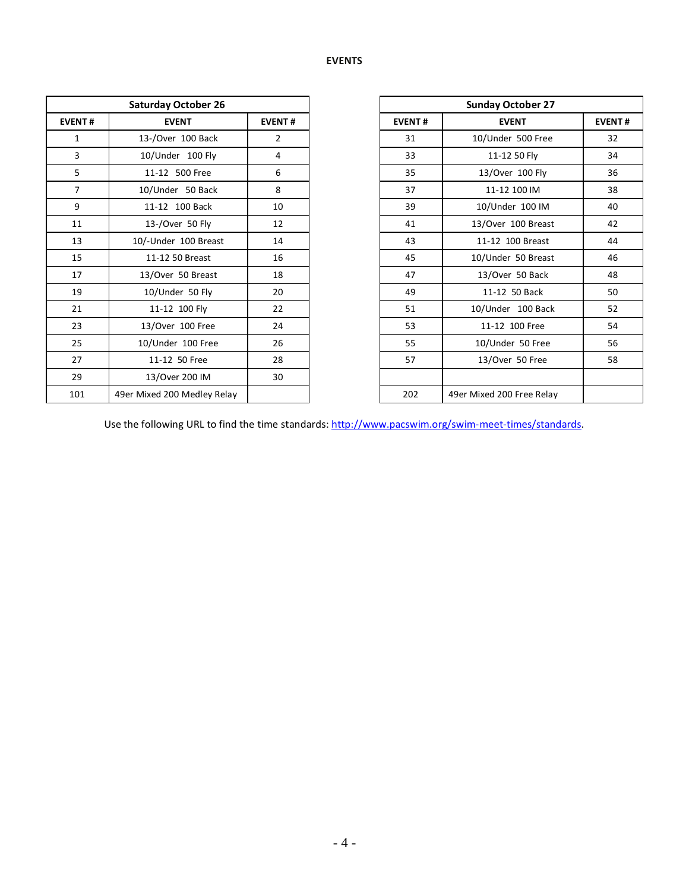# EVENTS

| Saturday October 26 | | |
|---|---|---|
| **EVENT #** | **EVENT** | **EVENT #** |
| 1 | 13-/Over 100 Back | 2 |
| 3 | 10/Under 100 Fly | 4 |
| 5 | 11-12 500 Free | 6 |
| 7 | 10/Under 50 Back | 8 |
| 9 | 11-12 100 Back | 10 |
| 11 | 13-/Over 50 Fly | 12 |
| 13 | 10/-Under 100 Breast | 14 |
| 15 | 11-12 50 Breast | 16 |
| 17 | 13/Over 50 Breast | 18 |
| 19 | 10/Under 50 Fly | 20 |
| 21 | 11-12 100 Fly | 22 |
| 23 | 13/Over 100 Free | 24 |
| 25 | 10/Under 100 Free | 26 |
| 27 | 11-12 50 Free | 28 |
| 29 | 13/Over 200 IM | 30 |
| 101 | 49er Mixed 200 Medley Relay | |

| Sunday October 27 | | |
|---|---|---|
| **EVENT #** | **EVENT** | **EVENT #** |
| 31 | 10/Under 500 Free | 32 |
| 33 | 11-12 50 Fly | 34 |
| 35 | 13/Over 100 Fly | 36 |
| 37 | 11-12 100 IM | 38 |
| 39 | 10/Under 100 IM | 40 |
| 41 | 13/Over 100 Breast | 42 |
| 43 | 11-12 100 Breast | 44 |
| 45 | 10/Under 50 Breast | 46 |
| 47 | 13/Over 50 Back | 48 |
| 49 | 11-12 50 Back | 50 |
| 51 | 10/Under 100 Back | 52 |
| 53 | 11-12 100 Free | 54 |
| 55 | 10/Under 50 Free | 56 |
| 57 | 13/Over 50 Free | 58 |
| | | |
| 202 | 49er Mixed 200 Free Relay | |

Use the following URL to find the time standards: http://www.pacswim.org/swim-meet-times/standards.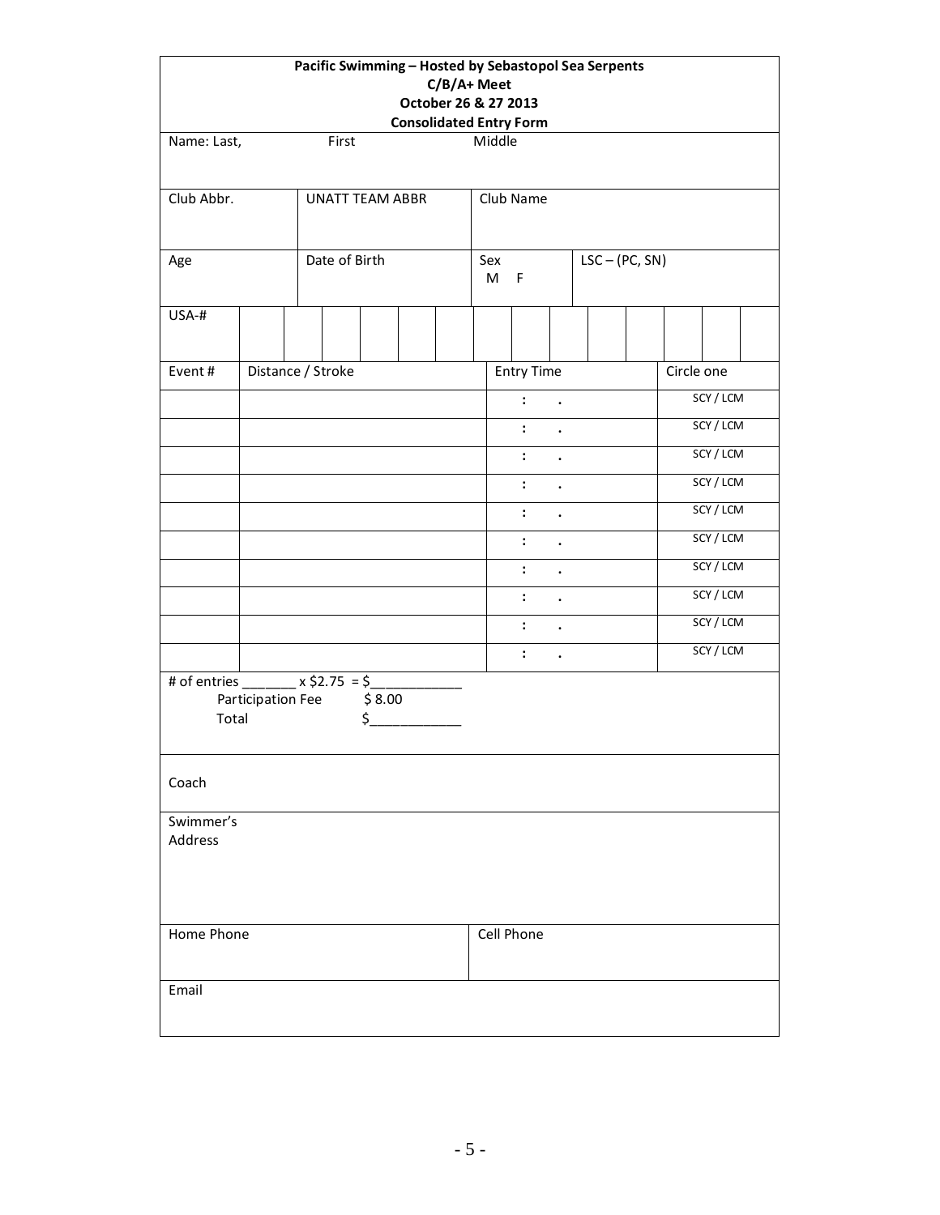**Pacific Swimming – Hosted by Sebastopol Sea Serpents**
**C/B/A+ Meet**
**October 26 & 27 2013**
**Consolidated Entry Form**

| Name: Last, | First | Middle |
|---|---|---|
| | | |

| Club Abbr. | UNATT TEAM ABBR | Club Name |
|---|---|---|
| | | |

| Age | Date of Birth | Sex M F | LSC – (PC, SN) |
|---|---|---|---|
| | | | |

| USA-# | | | | | | | | | | | | | | |
|---|---|---|---|---|---|---|---|---|---|---|---|---|---|---|
| | | | | | | | | | | | | | | |

| Event # | Distance / Stroke | Entry Time | Circle one |
|---|---|---|---|
| | | : . | SCY / LCM |
| | | : . | SCY / LCM |
| | | : . | SCY / LCM |
| | | : . | SCY / LCM |
| | | : . | SCY / LCM |
| | | : . | SCY / LCM |
| | | : . | SCY / LCM |
| | | : . | SCY / LCM |
| | | : . | SCY / LCM |
| | | : . | SCY / LCM |

# of entries _______ x $2.75 = $___________
Participation Fee $ 8.00
Total $___________

Coach

Swimmer's Address

| Home Phone | Cell Phone |
|---|---|
| | |

Email